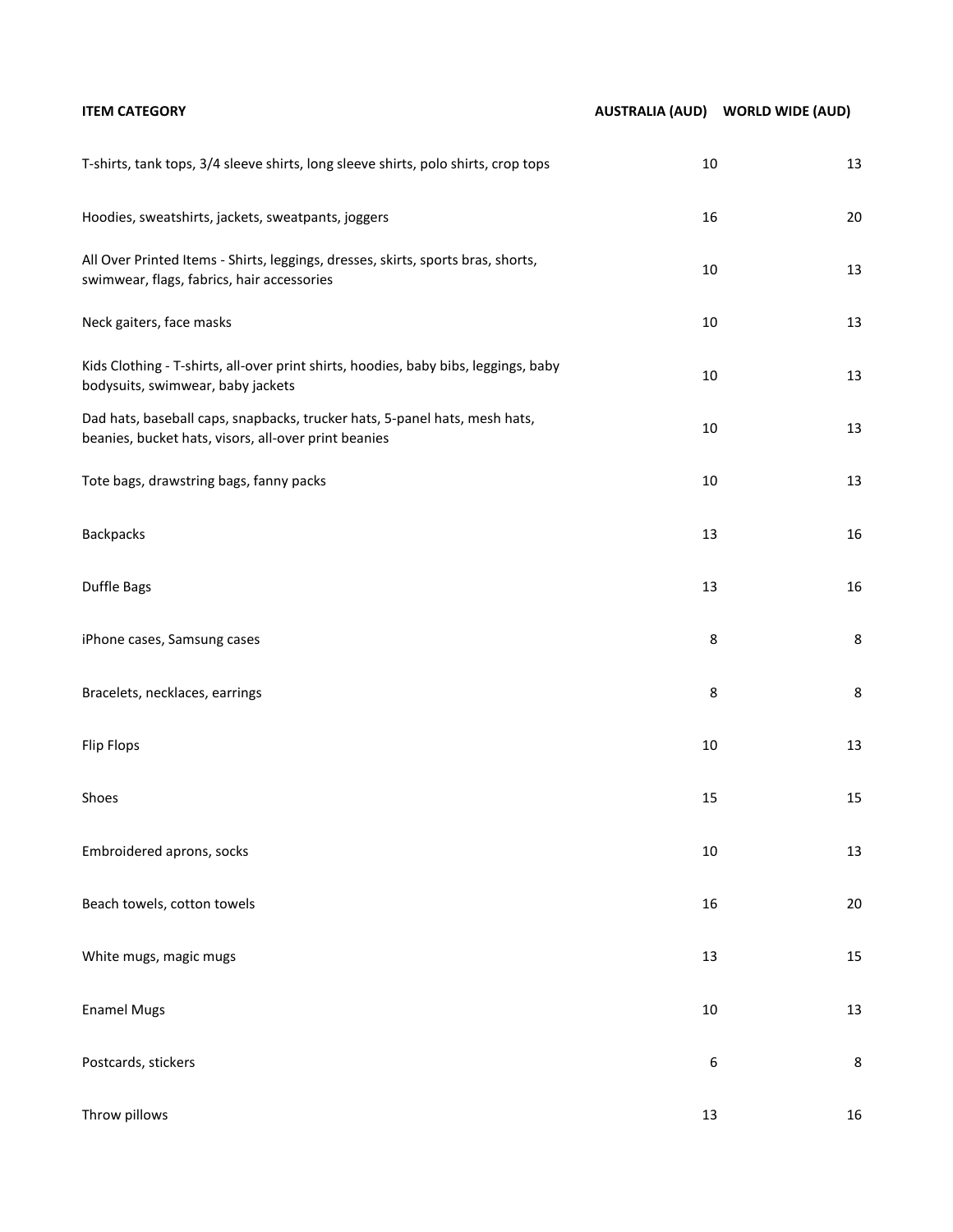| ITEM CATEGORY | AUSTRALIA (AUD) | WORLD WIDE (AUD) |
|---|---|---|
| T-shirts, tank tops, 3/4 sleeve shirts, long sleeve shirts, polo shirts, crop tops | 10 | 13 |
| Hoodies, sweatshirts, jackets, sweatpants, joggers | 16 | 20 |
| All Over Printed Items - Shirts, leggings, dresses, skirts, sports bras, shorts, swimwear, flags, fabrics, hair accessories | 10 | 13 |
| Neck gaiters, face masks | 10 | 13 |
| Kids Clothing - T-shirts, all-over print shirts, hoodies, baby bibs, leggings, baby bodysuits, swimwear, baby jackets | 10 | 13 |
| Dad hats, baseball caps, snapbacks, trucker hats, 5-panel hats, mesh hats, beanies, bucket hats, visors, all-over print beanies | 10 | 13 |
| Tote bags, drawstring bags, fanny packs | 10 | 13 |
| Backpacks | 13 | 16 |
| Duffle Bags | 13 | 16 |
| iPhone cases, Samsung cases | 8 | 8 |
| Bracelets, necklaces, earrings | 8 | 8 |
| Flip Flops | 10 | 13 |
| Shoes | 15 | 15 |
| Embroidered aprons, socks | 10 | 13 |
| Beach towels, cotton towels | 16 | 20 |
| White mugs, magic mugs | 13 | 15 |
| Enamel Mugs | 10 | 13 |
| Postcards, stickers | 6 | 8 |
| Throw pillows | 13 | 16 |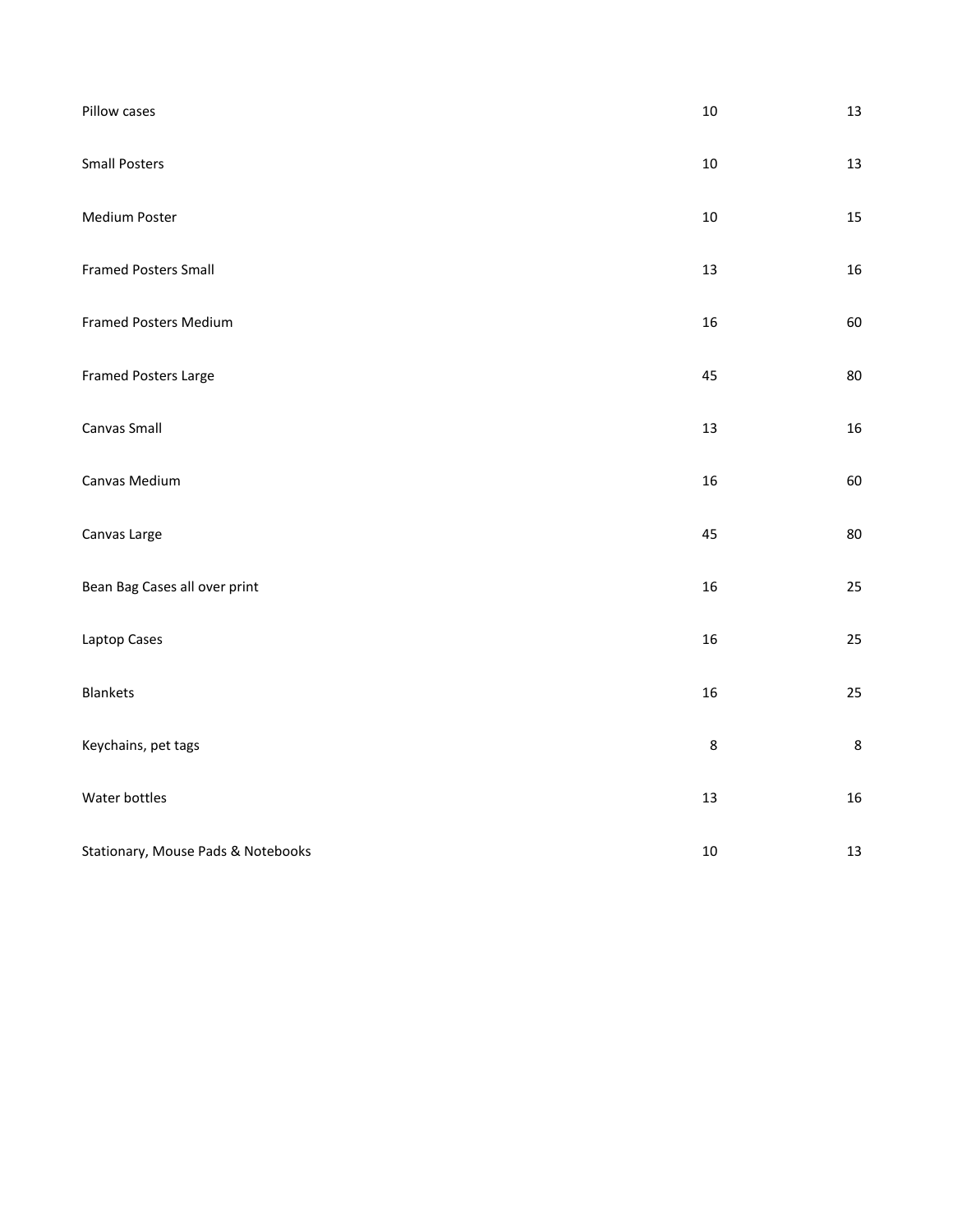| | | |
|---|---|---|
| Pillow cases | 10 | 13 |
| Small Posters | 10 | 13 |
| Medium Poster | 10 | 15 |
| Framed Posters Small | 13 | 16 |
| Framed Posters Medium | 16 | 60 |
| Framed Posters Large | 45 | 80 |
| Canvas Small | 13 | 16 |
| Canvas Medium | 16 | 60 |
| Canvas Large | 45 | 80 |
| Bean Bag Cases all over print | 16 | 25 |
| Laptop Cases | 16 | 25 |
| Blankets | 16 | 25 |
| Keychains, pet tags | 8 | 8 |
| Water bottles | 13 | 16 |
| Stationary, Mouse Pads & Notebooks | 10 | 13 |